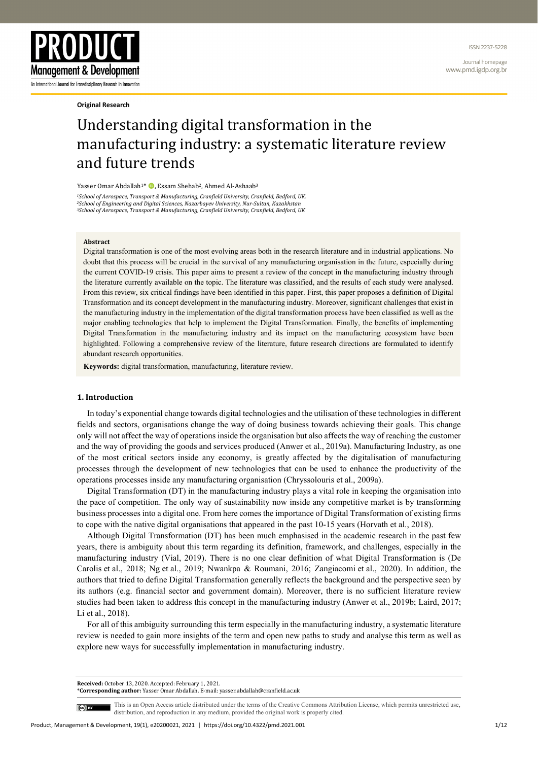Original Research

# Understanding digital transformation in the manufacturing industry: a systematic literature review and future trends

Yasser Omar Abdallah[1]*, Essam Shehab[2], Ahmed Al-Ashaab[3]

[1]School of Aerospace, Transport & Manufacturing, Cranfield University, Cranfield, Bedford, UK.
[2]School of Engineering and Digital Sciences, Nazarbayev University, Nur-Sultan, Kazakhstan
[3]School of Aerospace, Transport & Manufacturing, Cranfield University, Cranfield, Bedford, UK

**Abstract**

Digital transformation is one of the most evolving areas both in the research literature and in industrial applications. No doubt that this process will be crucial in the survival of any manufacturing organisation in the future, especially during the current COVID-19 crisis. This paper aims to present a review of the concept in the manufacturing industry through the literature currently available on the topic. The literature was classified, and the results of each study were analysed. From this review, six critical findings have been identified in this paper. First, this paper proposes a definition of Digital Transformation and its concept development in the manufacturing industry. Moreover, significant challenges that exist in the manufacturing industry in the implementation of the digital transformation process have been classified as well as the major enabling technologies that help to implement the Digital Transformation. Finally, the benefits of implementing Digital Transformation in the manufacturing industry and its impact on the manufacturing ecosystem have been highlighted. Following a comprehensive review of the literature, future research directions are formulated to identify abundant research opportunities.

**Keywords:** digital transformation, manufacturing, literature review.

## 1. Introduction

In today's exponential change towards digital technologies and the utilisation of these technologies in different fields and sectors, organisations change the way of doing business towards achieving their goals. This change only will not affect the way of operations inside the organisation but also affects the way of reaching the customer and the way of providing the goods and services produced (Anwer et al., 2019a). Manufacturing Industry, as one of the most critical sectors inside any economy, is greatly affected by the digitalisation of manufacturing processes through the development of new technologies that can be used to enhance the productivity of the operations processes inside any manufacturing organisation (Chryssolouris et al., 2009a).

Digital Transformation (DT) in the manufacturing industry plays a vital role in keeping the organisation into the pace of competition. The only way of sustainability now inside any competitive market is by transforming business processes into a digital one. From here comes the importance of Digital Transformation of existing firms to cope with the native digital organisations that appeared in the past 10-15 years (Horvath et al., 2018).

Although Digital Transformation (DT) has been much emphasised in the academic research in the past few years, there is ambiguity about this term regarding its definition, framework, and challenges, especially in the manufacturing industry (Vial, 2019). There is no one clear definition of what Digital Transformation is (De Carolis et al., 2018; Ng et al., 2019; Nwankpa & Roumani, 2016; Zangiacomi et al., 2020). In addition, the authors that tried to define Digital Transformation generally reflects the background and the perspective seen by its authors (e.g. financial sector and government domain). Moreover, there is no sufficient literature review studies had been taken to address this concept in the manufacturing industry (Anwer et al., 2019b; Laird, 2017; Li et al., 2018).

For all of this ambiguity surrounding this term especially in the manufacturing industry, a systematic literature review is needed to gain more insights of the term and open new paths to study and analyse this term as well as explore new ways for successfully implementation in manufacturing industry.

**Received:** October 13, 2020. Accepted: February 1, 2021.
***Corresponding author:** Yasser Omar Abdallah. E-mail: yasser.abdallah@cranfield.ac.uk

This is an Open Access article distributed under the terms of the Creative Commons Attribution License, which permits unrestricted use, distribution, and reproduction in any medium, provided the original work is properly cited.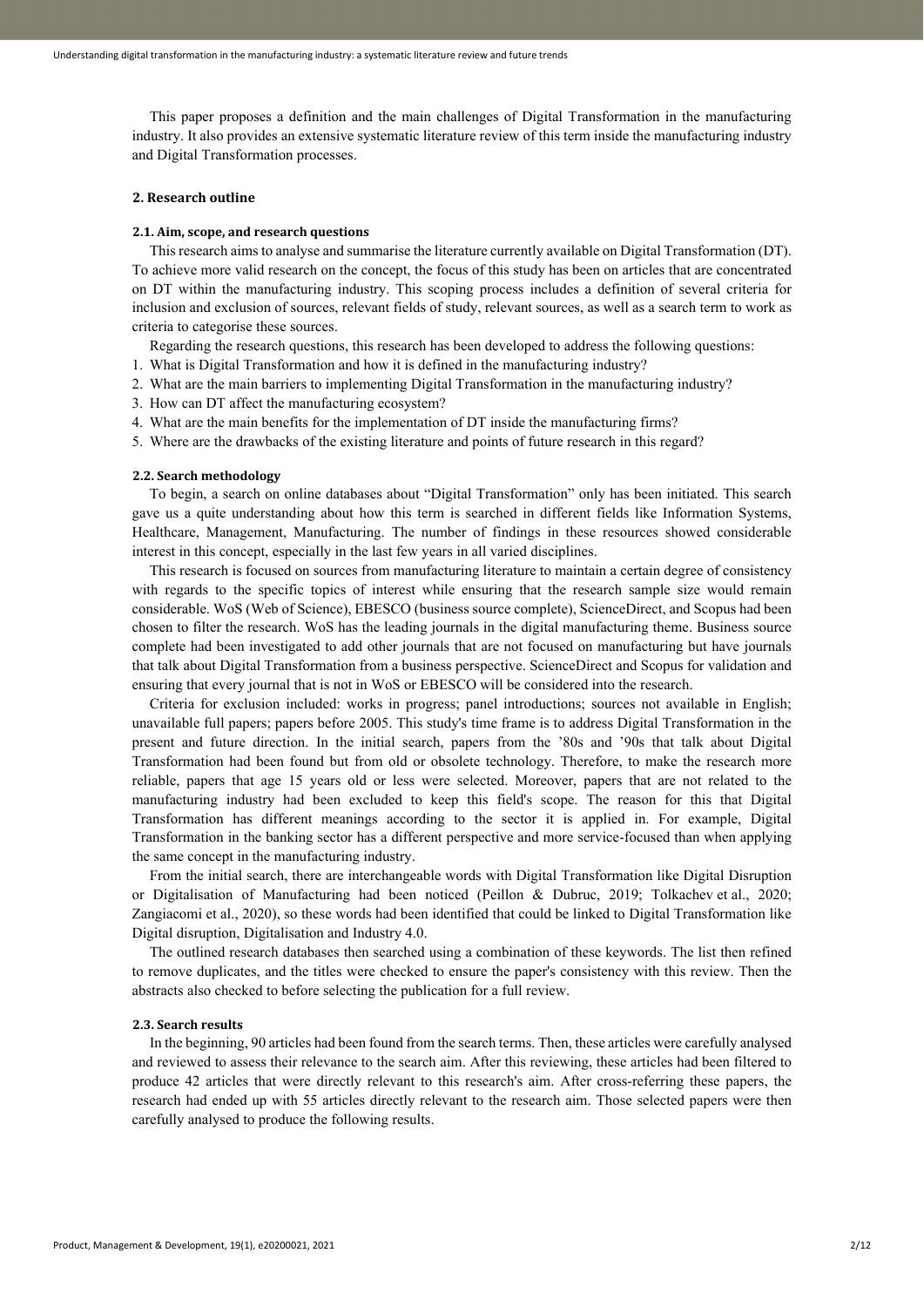This paper proposes a definition and the main challenges of Digital Transformation in the manufacturing industry. It also provides an extensive systematic literature review of this term inside the manufacturing industry and Digital Transformation processes.

## 2. Research outline

### 2.1. Aim, scope, and research questions

This research aims to analyse and summarise the literature currently available on Digital Transformation (DT). To achieve more valid research on the concept, the focus of this study has been on articles that are concentrated on DT within the manufacturing industry. This scoping process includes a definition of several criteria for inclusion and exclusion of sources, relevant fields of study, relevant sources, as well as a search term to work as criteria to categorise these sources.

Regarding the research questions, this research has been developed to address the following questions:

1. What is Digital Transformation and how it is defined in the manufacturing industry?
2. What are the main barriers to implementing Digital Transformation in the manufacturing industry?
3. How can DT affect the manufacturing ecosystem?
4. What are the main benefits for the implementation of DT inside the manufacturing firms?
5. Where are the drawbacks of the existing literature and points of future research in this regard?

### 2.2. Search methodology

To begin, a search on online databases about "Digital Transformation" only has been initiated. This search gave us a quite understanding about how this term is searched in different fields like Information Systems, Healthcare, Management, Manufacturing. The number of findings in these resources showed considerable interest in this concept, especially in the last few years in all varied disciplines.

This research is focused on sources from manufacturing literature to maintain a certain degree of consistency with regards to the specific topics of interest while ensuring that the research sample size would remain considerable. WoS (Web of Science), EBESCO (business source complete), ScienceDirect, and Scopus had been chosen to filter the research. WoS has the leading journals in the digital manufacturing theme. Business source complete had been investigated to add other journals that are not focused on manufacturing but have journals that talk about Digital Transformation from a business perspective. ScienceDirect and Scopus for validation and ensuring that every journal that is not in WoS or EBESCO will be considered into the research.

Criteria for exclusion included: works in progress; panel introductions; sources not available in English; unavailable full papers; papers before 2005. This study's time frame is to address Digital Transformation in the present and future direction. In the initial search, papers from the '80s and '90s that talk about Digital Transformation had been found but from old or obsolete technology. Therefore, to make the research more reliable, papers that age 15 years old or less were selected. Moreover, papers that are not related to the manufacturing industry had been excluded to keep this field's scope. The reason for this that Digital Transformation has different meanings according to the sector it is applied in. For example, Digital Transformation in the banking sector has a different perspective and more service-focused than when applying the same concept in the manufacturing industry.

From the initial search, there are interchangeable words with Digital Transformation like Digital Disruption or Digitalisation of Manufacturing had been noticed (Peillon & Dubruc, 2019; Tolkachev et al., 2020; Zangiacomi et al., 2020), so these words had been identified that could be linked to Digital Transformation like Digital disruption, Digitalisation and Industry 4.0.

The outlined research databases then searched using a combination of these keywords. The list then refined to remove duplicates, and the titles were checked to ensure the paper's consistency with this review. Then the abstracts also checked to before selecting the publication for a full review.

### 2.3. Search results

In the beginning, 90 articles had been found from the search terms. Then, these articles were carefully analysed and reviewed to assess their relevance to the search aim. After this reviewing, these articles had been filtered to produce 42 articles that were directly relevant to this research's aim. After cross-referring these papers, the research had ended up with 55 articles directly relevant to the research aim. Those selected papers were then carefully analysed to produce the following results.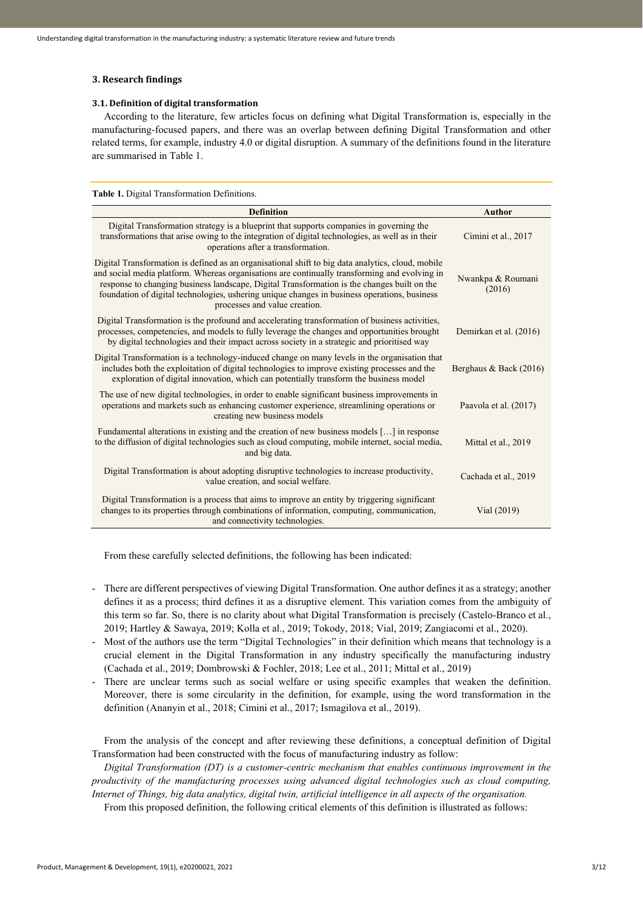## 3. Research findings

### 3.1. Definition of digital transformation

According to the literature, few articles focus on defining what Digital Transformation is, especially in the manufacturing-focused papers, and there was an overlap between defining Digital Transformation and other related terms, for example, industry 4.0 or digital disruption. A summary of the definitions found in the literature are summarised in Table 1.

**Table 1.** Digital Transformation Definitions.

| Definition | Author |
|---|---|
| Digital Transformation strategy is a blueprint that supports companies in governing the transformations that arise owing to the integration of digital technologies, as well as in their operations after a transformation. | Cimini et al., 2017 |
| Digital Transformation is defined as an organisational shift to big data analytics, cloud, mobile and social media platform. Whereas organisations are continually transforming and evolving in response to changing business landscape, Digital Transformation is the changes built on the foundation of digital technologies, ushering unique changes in business operations, business processes and value creation. | Nwankpa & Roumani (2016) |
| Digital Transformation is the profound and accelerating transformation of business activities, processes, competencies, and models to fully leverage the changes and opportunities brought by digital technologies and their impact across society in a strategic and prioritised way | Demirkan et al. (2016) |
| Digital Transformation is a technology-induced change on many levels in the organisation that includes both the exploitation of digital technologies to improve existing processes and the exploration of digital innovation, which can potentially transform the business model | Berghaus & Back (2016) |
| The use of new digital technologies, in order to enable significant business improvements in operations and markets such as enhancing customer experience, streamlining operations or creating new business models | Paavola et al. (2017) |
| Fundamental alterations in existing and the creation of new business models […] in response to the diffusion of digital technologies such as cloud computing, mobile internet, social media, and big data. | Mittal et al., 2019 |
| Digital Transformation is about adopting disruptive technologies to increase productivity, value creation, and social welfare. | Cachada et al., 2019 |
| Digital Transformation is a process that aims to improve an entity by triggering significant changes to its properties through combinations of information, computing, communication, and connectivity technologies. | Vial (2019) |

From these carefully selected definitions, the following has been indicated:

- There are different perspectives of viewing Digital Transformation. One author defines it as a strategy; another defines it as a process; third defines it as a disruptive element. This variation comes from the ambiguity of this term so far. So, there is no clarity about what Digital Transformation is precisely (Castelo-Branco et al., 2019; Hartley & Sawaya, 2019; Kolla et al., 2019; Tokody, 2018; Vial, 2019; Zangiacomi et al., 2020).
- Most of the authors use the term "Digital Technologies" in their definition which means that technology is a crucial element in the Digital Transformation in any industry specifically the manufacturing industry (Cachada et al., 2019; Dombrowski & Fochler, 2018; Lee et al., 2011; Mittal et al., 2019)
- There are unclear terms such as social welfare or using specific examples that weaken the definition. Moreover, there is some circularity in the definition, for example, using the word transformation in the definition (Ananyin et al., 2018; Cimini et al., 2017; Ismagilova et al., 2019).

From the analysis of the concept and after reviewing these definitions, a conceptual definition of Digital Transformation had been constructed with the focus of manufacturing industry as follow:

*Digital Transformation (DT) is a customer-centric mechanism that enables continuous improvement in the productivity of the manufacturing processes using advanced digital technologies such as cloud computing, Internet of Things, big data analytics, digital twin, artificial intelligence in all aspects of the organisation.*

From this proposed definition, the following critical elements of this definition is illustrated as follows: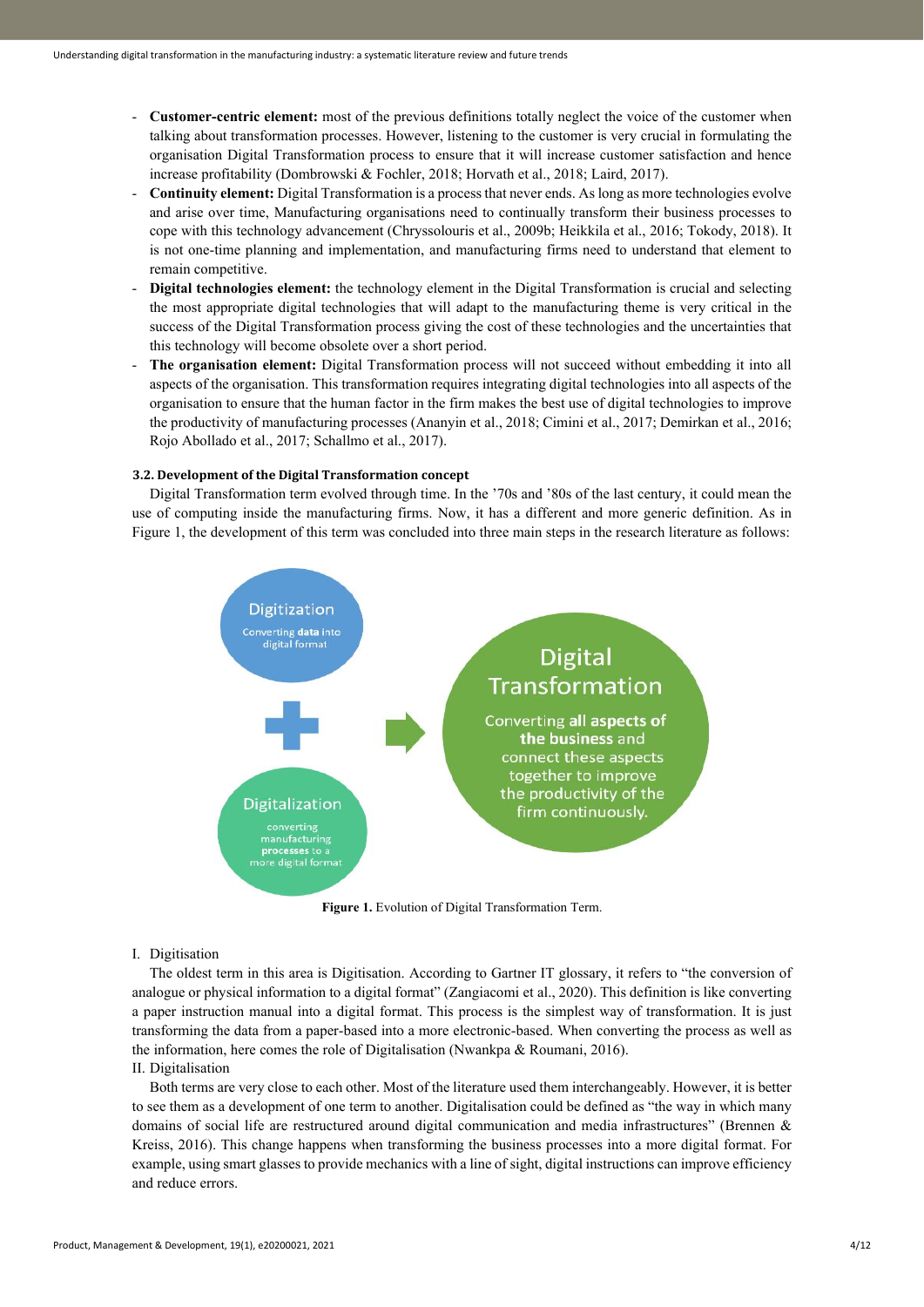- **Customer-centric element:** most of the previous definitions totally neglect the voice of the customer when talking about transformation processes. However, listening to the customer is very crucial in formulating the organisation Digital Transformation process to ensure that it will increase customer satisfaction and hence increase profitability (Dombrowski & Fochler, 2018; Horvath et al., 2018; Laird, 2017).
- **Continuity element:** Digital Transformation is a process that never ends. As long as more technologies evolve and arise over time, Manufacturing organisations need to continually transform their business processes to cope with this technology advancement (Chryssolouris et al., 2009b; Heikkila et al., 2016; Tokody, 2018). It is not one-time planning and implementation, and manufacturing firms need to understand that element to remain competitive.
- **Digital technologies element:** the technology element in the Digital Transformation is crucial and selecting the most appropriate digital technologies that will adapt to the manufacturing theme is very critical in the success of the Digital Transformation process giving the cost of these technologies and the uncertainties that this technology will become obsolete over a short period.
- **The organisation element:** Digital Transformation process will not succeed without embedding it into all aspects of the organisation. This transformation requires integrating digital technologies into all aspects of the organisation to ensure that the human factor in the firm makes the best use of digital technologies to improve the productivity of manufacturing processes (Ananyin et al., 2018; Cimini et al., 2017; Demirkan et al., 2016; Rojo Abollado et al., 2017; Schallmo et al., 2017).

### 3.2. Development of the Digital Transformation concept

Digital Transformation term evolved through time. In the '70s and '80s of the last century, it could mean the use of computing inside the manufacturing firms. Now, it has a different and more generic definition. As in Figure 1, the development of this term was concluded into three main steps in the research literature as follows:

Digitization: Converting **data** into digital format

+

Digitalization: converting manufacturing **processes** to a more digital format

→

Digital Transformation: Converting **all aspects of the business** and connect these aspects together to improve the productivity of the firm continuously.

**Figure 1.** Evolution of Digital Transformation Term.

I. Digitisation

The oldest term in this area is Digitisation. According to Gartner IT glossary, it refers to "the conversion of analogue or physical information to a digital format" (Zangiacomi et al., 2020). This definition is like converting a paper instruction manual into a digital format. This process is the simplest way of transformation. It is just transforming the data from a paper-based into a more electronic-based. When converting the process as well as the information, here comes the role of Digitalisation (Nwankpa & Roumani, 2016).

II. Digitalisation

Both terms are very close to each other. Most of the literature used them interchangeably. However, it is better to see them as a development of one term to another. Digitalisation could be defined as "the way in which many domains of social life are restructured around digital communication and media infrastructures" (Brennen & Kreiss, 2016). This change happens when transforming the business processes into a more digital format. For example, using smart glasses to provide mechanics with a line of sight, digital instructions can improve efficiency and reduce errors.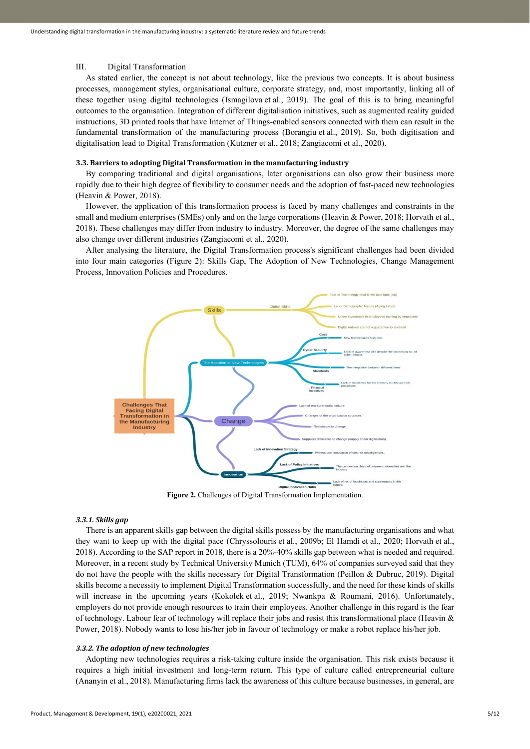III. Digital Transformation

As stated earlier, the concept is not about technology, like the previous two concepts. It is about business processes, management styles, organisational culture, corporate strategy, and, most importantly, linking all of these together using digital technologies (Ismagilova et al., 2019). The goal of this is to bring meaningful outcomes to the organisation. Integration of different digitalisation initiatives, such as augmented reality guided instructions, 3D printed tools that have Internet of Things-enabled sensors connected with them can result in the fundamental transformation of the manufacturing process (Borangiu et al., 2019). So, both digitisation and digitalisation lead to Digital Transformation (Kutzner et al., 2018; Zangiacomi et al., 2020).

### 3.3. Barriers to adopting Digital Transformation in the manufacturing industry

By comparing traditional and digital organisations, later organisations can also grow their business more rapidly due to their high degree of flexibility to consumer needs and the adoption of fast-paced new technologies (Heavin & Power, 2018).

However, the application of this transformation process is faced by many challenges and constraints in the small and medium enterprises (SMEs) only and on the large corporations (Heavin & Power, 2018; Horvath et al., 2018). These challenges may differ from industry to industry. Moreover, the degree of the same challenges may also change over different industries (Zangiacomi et al., 2020).

After analysing the literature, the Digital Transformation process's significant challenges had been divided into four main categories (Figure 2): Skills Gap, The Adoption of New Technologies, Change Management Process, Innovation Policies and Procedures.

**Figure 2.** Challenges of Digital Transformation Implementation.

#### *3.3.1. Skills gap*

There is an apparent skills gap between the digital skills possess by the manufacturing organisations and what they want to keep up with the digital pace (Chryssolouris et al., 2009b; El Hamdi et al., 2020; Horvath et al., 2018). According to the SAP report in 2018, there is a 20%-40% skills gap between what is needed and required. Moreover, in a recent study by Technical University Munich (TUM), 64% of companies surveyed said that they do not have the people with the skills necessary for Digital Transformation (Peillon & Dubruc, 2019). Digital skills become a necessity to implement Digital Transformation successfully, and the need for these kinds of skills will increase in the upcoming years (Kokolek et al., 2019; Nwankpa & Roumani, 2016). Unfortunately, employers do not provide enough resources to train their employees. Another challenge in this regard is the fear of technology. Labour fear of technology will replace their jobs and resist this transformational place (Heavin & Power, 2018). Nobody wants to lose his/her job in favour of technology or make a robot replace his/her job.

#### *3.3.2. The adoption of new technologies*

Adopting new technologies requires a risk-taking culture inside the organisation. This risk exists because it requires a high initial investment and long-term return. This type of culture called entrepreneurial culture (Ananyin et al., 2018). Manufacturing firms lack the awareness of this culture because businesses, in general, are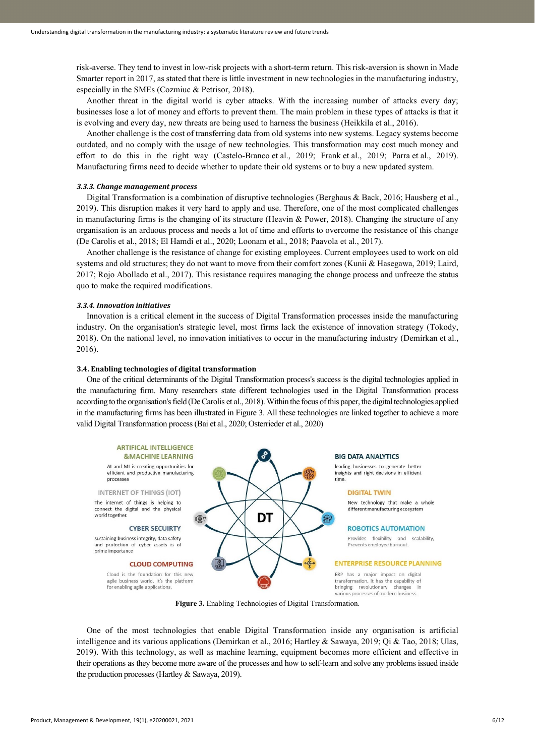risk-averse. They tend to invest in low-risk projects with a short-term return. This risk-aversion is shown in Made Smarter report in 2017, as stated that there is little investment in new technologies in the manufacturing industry, especially in the SMEs (Cozmiuc & Petrisor, 2018).

Another threat in the digital world is cyber attacks. With the increasing number of attacks every day; businesses lose a lot of money and efforts to prevent them. The main problem in these types of attacks is that it is evolving and every day, new threats are being used to harness the business (Heikkila et al., 2016).

Another challenge is the cost of transferring data from old systems into new systems. Legacy systems become outdated, and no comply with the usage of new technologies. This transformation may cost much money and effort to do this in the right way (Castelo-Branco et al., 2019; Frank et al., 2019; Parra et al., 2019). Manufacturing firms need to decide whether to update their old systems or to buy a new updated system.

#### *3.3.3. Change management process*

Digital Transformation is a combination of disruptive technologies (Berghaus & Back, 2016; Hausberg et al., 2019). This disruption makes it very hard to apply and use. Therefore, one of the most complicated challenges in manufacturing firms is the changing of its structure (Heavin & Power, 2018). Changing the structure of any organisation is an arduous process and needs a lot of time and efforts to overcome the resistance of this change (De Carolis et al., 2018; El Hamdi et al., 2020; Loonam et al., 2018; Paavola et al., 2017).

Another challenge is the resistance of change for existing employees. Current employees used to work on old systems and old structures; they do not want to move from their comfort zones (Kunii & Hasegawa, 2019; Laird, 2017; Rojo Abollado et al., 2017). This resistance requires managing the change process and unfreeze the status quo to make the required modifications.

#### *3.3.4. Innovation initiatives*

Innovation is a critical element in the success of Digital Transformation processes inside the manufacturing industry. On the organisation's strategic level, most firms lack the existence of innovation strategy (Tokody, 2018). On the national level, no innovation initiatives to occur in the manufacturing industry (Demirkan et al., 2016).

### 3.4. Enabling technologies of digital transformation

One of the critical determinants of the Digital Transformation process's success is the digital technologies applied in the manufacturing firm. Many researchers state different technologies used in the Digital Transformation process according to the organisation's field (De Carolis et al., 2018). Within the focus of this paper, the digital technologies applied in the manufacturing firms has been illustrated in Figure 3. All these technologies are linked together to achieve a more valid Digital Transformation process (Bai et al., 2020; Osterrieder et al., 2020)

ARTIFICAL INTELLIGENCE &MACHINE LEARNING
AI and Ml is creating opportunities for efficient and productive manufacturing processes

INTERNET OF THINGS (IOT)
The internet of things is helping to connect the digital and the physical world together.

CYBER SECUIRTY
sustaining business integrity, data safety and protection of cyber assets is of prime importance

CLOUD COMPUTING
Cloud is the foundation for this new agile business world. It's the platform for enabling agile applications.

DT

BIG DATA ANALYTICS
leading businesses to generate better insights and right decisions in efficient time.

DIGITAL TWIN
New technology that make a whole different manufacturing ecosystem

ROBOTICS AUTOMATION
Provides flexibility and scalability, Prevents employee burnout.

ENTERPRISE RESOURCE PLANNING
ERP has a major impact on digital transformation. It has the capability of bringing revolutionary changes in various processes of modern business.

**Figure 3.** Enabling Technologies of Digital Transformation.

One of the most technologies that enable Digital Transformation inside any organisation is artificial intelligence and its various applications (Demirkan et al., 2016; Hartley & Sawaya, 2019; Qi & Tao, 2018; Ulas, 2019). With this technology, as well as machine learning, equipment becomes more efficient and effective in their operations as they become more aware of the processes and how to self-learn and solve any problems issued inside the production processes (Hartley & Sawaya, 2019).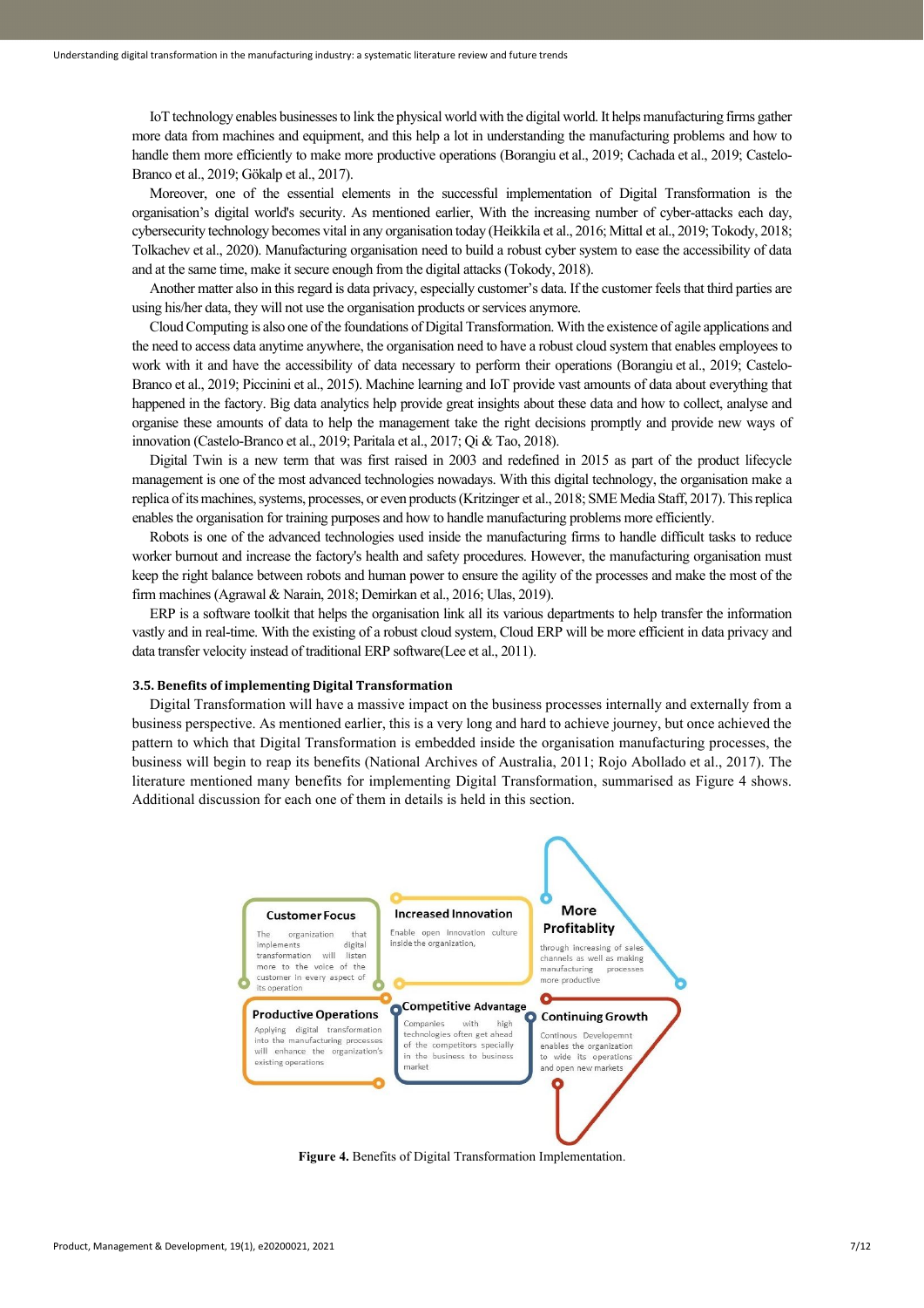IoT technology enables businesses to link the physical world with the digital world. It helps manufacturing firms gather more data from machines and equipment, and this help a lot in understanding the manufacturing problems and how to handle them more efficiently to make more productive operations (Borangiu et al., 2019; Cachada et al., 2019; Castelo-Branco et al., 2019; Gökalp et al., 2017).

Moreover, one of the essential elements in the successful implementation of Digital Transformation is the organisation's digital world's security. As mentioned earlier, With the increasing number of cyber-attacks each day, cybersecurity technology becomes vital in any organisation today (Heikkila et al., 2016; Mittal et al., 2019; Tokody, 2018; Tolkachev et al., 2020). Manufacturing organisation need to build a robust cyber system to ease the accessibility of data and at the same time, make it secure enough from the digital attacks (Tokody, 2018).

Another matter also in this regard is data privacy, especially customer's data. If the customer feels that third parties are using his/her data, they will not use the organisation products or services anymore.

Cloud Computing is also one of the foundations of Digital Transformation. With the existence of agile applications and the need to access data anytime anywhere, the organisation need to have a robust cloud system that enables employees to work with it and have the accessibility of data necessary to perform their operations (Borangiu et al., 2019; Castelo-Branco et al., 2019; Piccinini et al., 2015). Machine learning and IoT provide vast amounts of data about everything that happened in the factory. Big data analytics help provide great insights about these data and how to collect, analyse and organise these amounts of data to help the management take the right decisions promptly and provide new ways of innovation (Castelo-Branco et al., 2019; Paritala et al., 2017; Qi & Tao, 2018).

Digital Twin is a new term that was first raised in 2003 and redefined in 2015 as part of the product lifecycle management is one of the most advanced technologies nowadays. With this digital technology, the organisation make a replica of its machines, systems, processes, or even products (Kritzinger et al., 2018; SME Media Staff, 2017). This replica enables the organisation for training purposes and how to handle manufacturing problems more efficiently.

Robots is one of the advanced technologies used inside the manufacturing firms to handle difficult tasks to reduce worker burnout and increase the factory's health and safety procedures. However, the manufacturing organisation must keep the right balance between robots and human power to ensure the agility of the processes and make the most of the firm machines (Agrawal & Narain, 2018; Demirkan et al., 2016; Ulas, 2019).

ERP is a software toolkit that helps the organisation link all its various departments to help transfer the information vastly and in real-time. With the existing of a robust cloud system, Cloud ERP will be more efficient in data privacy and data transfer velocity instead of traditional ERP software(Lee et al., 2011).

### 3.5. Benefits of implementing Digital Transformation

Digital Transformation will have a massive impact on the business processes internally and externally from a business perspective. As mentioned earlier, this is a very long and hard to achieve journey, but once achieved the pattern to which that Digital Transformation is embedded inside the organisation manufacturing processes, the business will begin to reap its benefits (National Archives of Australia, 2011; Rojo Abollado et al., 2017). The literature mentioned many benefits for implementing Digital Transformation, summarised as Figure 4 shows. Additional discussion for each one of them in details is held in this section.

- **Customer Focus**: The organization that implements digital transformation will listen more to the voice of the customer in every aspect of its operation
- **Increased Innovation**: Enable open innovation culture inside the organization,
- **More Profitablity**: through increasing of sales channels as well as making manufacturing processes more productive
- **Productive Operations**: Applying digital transformation into the manufacturing processes will enhance the organization's existing operations
- **Competitive Advantage**: Companies with high technologies often get ahead of the competitors specially in the business to business market
- **Continuing Growth**: Continous Developemnt enables the organization to wide its operations and open new markets

**Figure 4.** Benefits of Digital Transformation Implementation.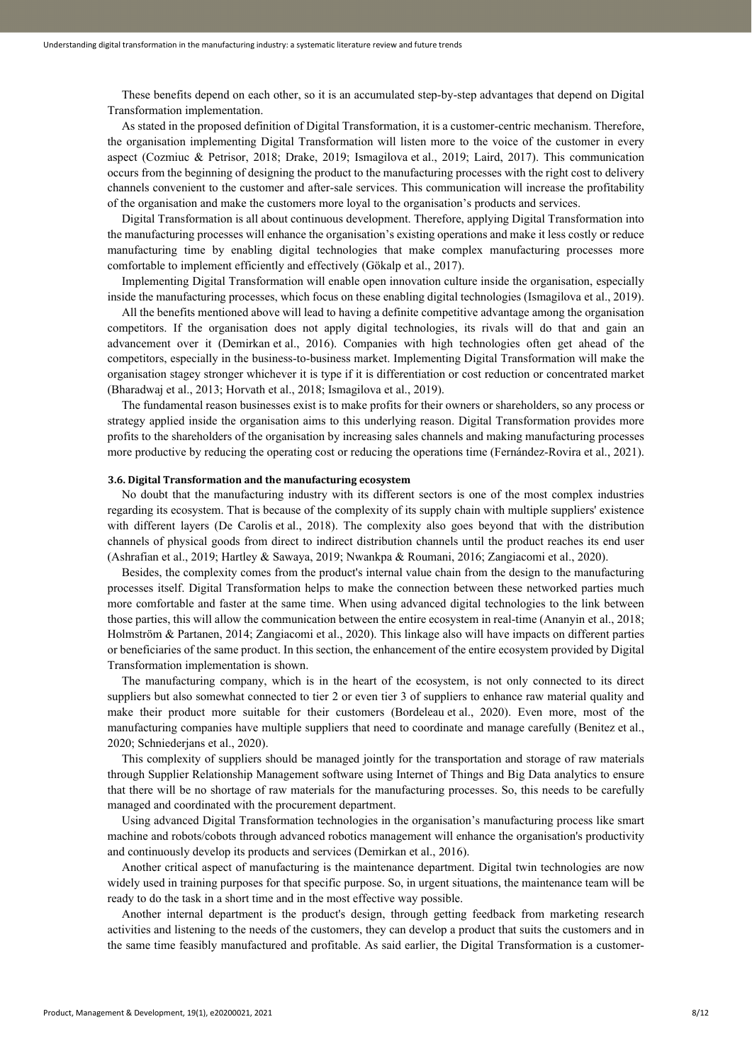These benefits depend on each other, so it is an accumulated step-by-step advantages that depend on Digital Transformation implementation.

As stated in the proposed definition of Digital Transformation, it is a customer-centric mechanism. Therefore, the organisation implementing Digital Transformation will listen more to the voice of the customer in every aspect (Cozmiuc & Petrisor, 2018; Drake, 2019; Ismagilova et al., 2019; Laird, 2017). This communication occurs from the beginning of designing the product to the manufacturing processes with the right cost to delivery channels convenient to the customer and after-sale services. This communication will increase the profitability of the organisation and make the customers more loyal to the organisation's products and services.

Digital Transformation is all about continuous development. Therefore, applying Digital Transformation into the manufacturing processes will enhance the organisation's existing operations and make it less costly or reduce manufacturing time by enabling digital technologies that make complex manufacturing processes more comfortable to implement efficiently and effectively (Gökalp et al., 2017).

Implementing Digital Transformation will enable open innovation culture inside the organisation, especially inside the manufacturing processes, which focus on these enabling digital technologies (Ismagilova et al., 2019).

All the benefits mentioned above will lead to having a definite competitive advantage among the organisation competitors. If the organisation does not apply digital technologies, its rivals will do that and gain an advancement over it (Demirkan et al., 2016). Companies with high technologies often get ahead of the competitors, especially in the business-to-business market. Implementing Digital Transformation will make the organisation stagey stronger whichever it is type if it is differentiation or cost reduction or concentrated market (Bharadwaj et al., 2013; Horvath et al., 2018; Ismagilova et al., 2019).

The fundamental reason businesses exist is to make profits for their owners or shareholders, so any process or strategy applied inside the organisation aims to this underlying reason. Digital Transformation provides more profits to the shareholders of the organisation by increasing sales channels and making manufacturing processes more productive by reducing the operating cost or reducing the operations time (Fernández-Rovira et al., 2021).

### 3.6. Digital Transformation and the manufacturing ecosystem

No doubt that the manufacturing industry with its different sectors is one of the most complex industries regarding its ecosystem. That is because of the complexity of its supply chain with multiple suppliers' existence with different layers (De Carolis et al., 2018). The complexity also goes beyond that with the distribution channels of physical goods from direct to indirect distribution channels until the product reaches its end user (Ashrafian et al., 2019; Hartley & Sawaya, 2019; Nwankpa & Roumani, 2016; Zangiacomi et al., 2020).

Besides, the complexity comes from the product's internal value chain from the design to the manufacturing processes itself. Digital Transformation helps to make the connection between these networked parties much more comfortable and faster at the same time. When using advanced digital technologies to the link between those parties, this will allow the communication between the entire ecosystem in real-time (Ananyin et al., 2018; Holmström & Partanen, 2014; Zangiacomi et al., 2020). This linkage also will have impacts on different parties or beneficiaries of the same product. In this section, the enhancement of the entire ecosystem provided by Digital Transformation implementation is shown.

The manufacturing company, which is in the heart of the ecosystem, is not only connected to its direct suppliers but also somewhat connected to tier 2 or even tier 3 of suppliers to enhance raw material quality and make their product more suitable for their customers (Bordeleau et al., 2020). Even more, most of the manufacturing companies have multiple suppliers that need to coordinate and manage carefully (Benitez et al., 2020; Schniederjans et al., 2020).

This complexity of suppliers should be managed jointly for the transportation and storage of raw materials through Supplier Relationship Management software using Internet of Things and Big Data analytics to ensure that there will be no shortage of raw materials for the manufacturing processes. So, this needs to be carefully managed and coordinated with the procurement department.

Using advanced Digital Transformation technologies in the organisation's manufacturing process like smart machine and robots/cobots through advanced robotics management will enhance the organisation's productivity and continuously develop its products and services (Demirkan et al., 2016).

Another critical aspect of manufacturing is the maintenance department. Digital twin technologies are now widely used in training purposes for that specific purpose. So, in urgent situations, the maintenance team will be ready to do the task in a short time and in the most effective way possible.

Another internal department is the product's design, through getting feedback from marketing research activities and listening to the needs of the customers, they can develop a product that suits the customers and in the same time feasibly manufactured and profitable. As said earlier, the Digital Transformation is a customer-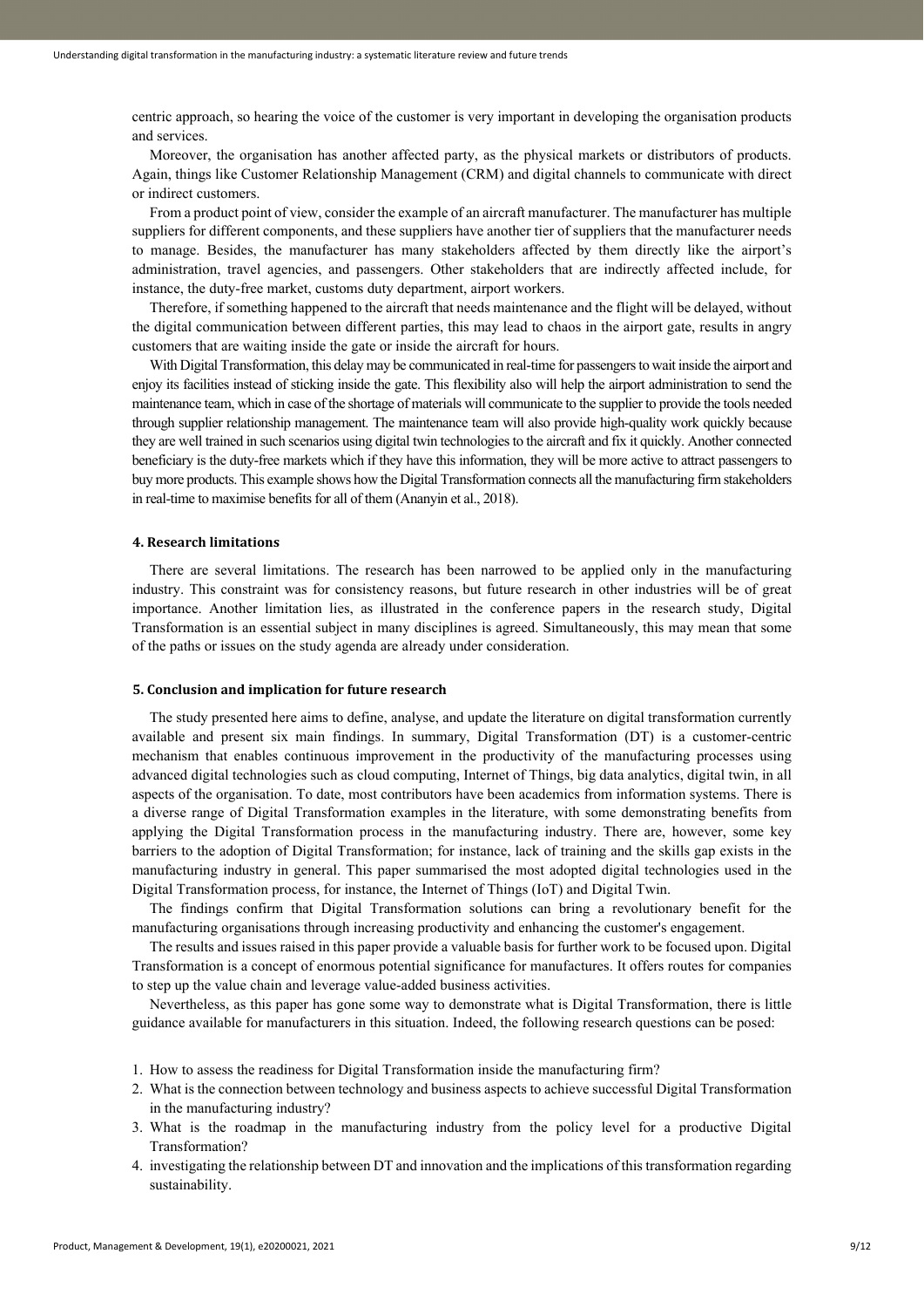centric approach, so hearing the voice of the customer is very important in developing the organisation products and services.

Moreover, the organisation has another affected party, as the physical markets or distributors of products. Again, things like Customer Relationship Management (CRM) and digital channels to communicate with direct or indirect customers.

From a product point of view, consider the example of an aircraft manufacturer. The manufacturer has multiple suppliers for different components, and these suppliers have another tier of suppliers that the manufacturer needs to manage. Besides, the manufacturer has many stakeholders affected by them directly like the airport's administration, travel agencies, and passengers. Other stakeholders that are indirectly affected include, for instance, the duty-free market, customs duty department, airport workers.

Therefore, if something happened to the aircraft that needs maintenance and the flight will be delayed, without the digital communication between different parties, this may lead to chaos in the airport gate, results in angry customers that are waiting inside the gate or inside the aircraft for hours.

With Digital Transformation, this delay may be communicated in real-time for passengers to wait inside the airport and enjoy its facilities instead of sticking inside the gate. This flexibility also will help the airport administration to send the maintenance team, which in case of the shortage of materials will communicate to the supplier to provide the tools needed through supplier relationship management. The maintenance team will also provide high-quality work quickly because they are well trained in such scenarios using digital twin technologies to the aircraft and fix it quickly. Another connected beneficiary is the duty-free markets which if they have this information, they will be more active to attract passengers to buy more products. This example shows how the Digital Transformation connects all the manufacturing firm stakeholders in real-time to maximise benefits for all of them (Ananyin et al., 2018).

## 4. Research limitations

There are several limitations. The research has been narrowed to be applied only in the manufacturing industry. This constraint was for consistency reasons, but future research in other industries will be of great importance. Another limitation lies, as illustrated in the conference papers in the research study, Digital Transformation is an essential subject in many disciplines is agreed. Simultaneously, this may mean that some of the paths or issues on the study agenda are already under consideration.

## 5. Conclusion and implication for future research

The study presented here aims to define, analyse, and update the literature on digital transformation currently available and present six main findings. In summary, Digital Transformation (DT) is a customer-centric mechanism that enables continuous improvement in the productivity of the manufacturing processes using advanced digital technologies such as cloud computing, Internet of Things, big data analytics, digital twin, in all aspects of the organisation. To date, most contributors have been academics from information systems. There is a diverse range of Digital Transformation examples in the literature, with some demonstrating benefits from applying the Digital Transformation process in the manufacturing industry. There are, however, some key barriers to the adoption of Digital Transformation; for instance, lack of training and the skills gap exists in the manufacturing industry in general. This paper summarised the most adopted digital technologies used in the Digital Transformation process, for instance, the Internet of Things (IoT) and Digital Twin.

The findings confirm that Digital Transformation solutions can bring a revolutionary benefit for the manufacturing organisations through increasing productivity and enhancing the customer's engagement.

The results and issues raised in this paper provide a valuable basis for further work to be focused upon. Digital Transformation is a concept of enormous potential significance for manufactures. It offers routes for companies to step up the value chain and leverage value-added business activities.

Nevertheless, as this paper has gone some way to demonstrate what is Digital Transformation, there is little guidance available for manufacturers in this situation. Indeed, the following research questions can be posed:

1. How to assess the readiness for Digital Transformation inside the manufacturing firm?
2. What is the connection between technology and business aspects to achieve successful Digital Transformation in the manufacturing industry?
3. What is the roadmap in the manufacturing industry from the policy level for a productive Digital Transformation?
4. investigating the relationship between DT and innovation and the implications of this transformation regarding sustainability.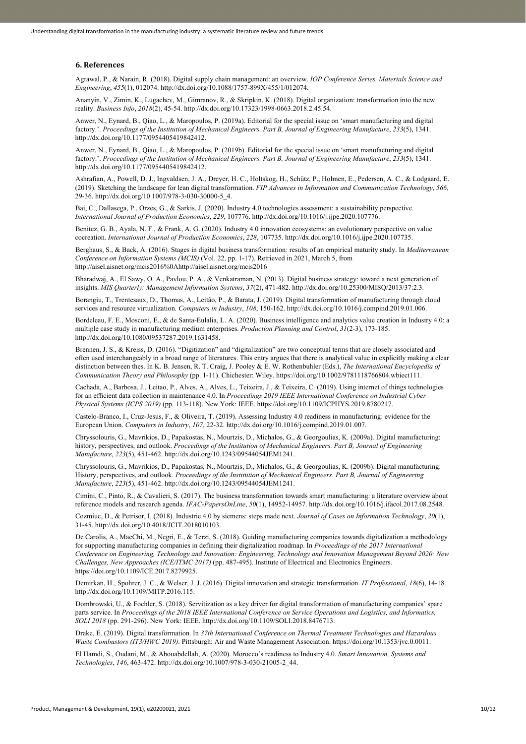## 6. References

Agrawal, P., & Narain, R. (2018). Digital supply chain management: an overview. *IOP Conference Series. Materials Science and Engineering*, *455*(1), 012074. http://dx.doi.org/10.1088/1757-899X/455/1/012074.

Ananyin, V., Zimin, K., Lugachev, M., Gimranov, R., & Skripkin, K. (2018). Digital organization: transformation into the new reality. *Business Info*, *2018*(2), 45-54. http://dx.doi.org/10.17323/1998-0663.2018.2.45.54.

Anwer, N., Eynard, B., Qiao, L., & Maropoulos, P. (2019a). Editorial for the special issue on 'smart manufacturing and digital factory.'. *Proceedings of the Institution of Mechanical Engineers. Part B, Journal of Engineering Manufacture*, *233*(5), 1341. http://dx.doi.org/10.1177/0954405419842412.

Anwer, N., Eynard, B., Qiao, L., & Maropoulos, P. (2019b). Editorial for the special issue on 'smart manufacturing and digital factory.'. *Proceedings of the Institution of Mechanical Engineers. Part B, Journal of Engineering Manufacture*, *233*(5), 1341. http://dx.doi.org/10.1177/0954405419842412.

Ashrafian, A., Powell, D. J., Ingvaldsen, J. A., Dreyer, H. C., Holtskog, H., Schütz, P., Holmen, E., Pedersen, A. C., & Lodgaard, E. (2019). Sketching the landscape for lean digital transformation. *FIP Advances in Information and Communication Technology*, *566*, 29-36. http://dx.doi.org/10.1007/978-3-030-30000-5_4.

Bai, C., Dallasega, P., Orzes, G., & Sarkis, J. (2020). Industry 4.0 technologies assessment: a sustainability perspective. *International Journal of Production Economics*, *229*, 107776. http://dx.doi.org/10.1016/j.ijpe.2020.107776.

Benitez, G. B., Ayala, N. F., & Frank, A. G. (2020). Industry 4.0 innovation ecosystems: an evolutionary perspective on value cocreation. *International Journal of Production Economics*, *228*, 107735. http://dx.doi.org/10.1016/j.ijpe.2020.107735.

Berghaus, S., & Back, A. (2016). Stages in digital business transformation: results of an empirical maturity study. In *Mediterranean Conference on Information Systems (MCIS)* (Vol. 22, pp. 1-17). Retrieved in 2021, March 5, from http://aisel.aisnet.org/mcis2016%0Ahttp://aisel.aisnet.org/mcis2016

Bharadwaj, A., El Sawy, O. A., Pavlou, P. A., & Venkatraman, N. (2013). Digital business strategy: toward a next generation of insights. *MIS Quarterly: Management Information Systems*, *37*(2), 471-482. http://dx.doi.org/10.25300/MISQ/2013/37:2.3.

Borangiu, T., Trentesaux, D., Thomas, A., Leitão, P., & Barata, J. (2019). Digital transformation of manufacturing through cloud services and resource virtualization. *Computers in Industry*, *108*, 150-162. http://dx.doi.org/10.1016/j.compind.2019.01.006.

Bordeleau, F. E., Mosconi, E., & de Santa-Eulalia, L. A. (2020). Business intelligence and analytics value creation in Industry 4.0: a multiple case study in manufacturing medium enterprises. *Production Planning and Control*, *31*(2-3), 173-185. http://dx.doi.org/10.1080/09537287.2019.1631458.

Brennen, J. S., & Kreiss, D. (2016). "Digitization" and "digitalization" are two conceptual terms that are closely associated and often used interchangeably in a broad range of literatures. This entry argues that there is analytical value in explicitly making a clear distinction between thes. In K. B. Jensen, R. T. Craig, J. Pooley & E. W. Rothenbuhler (Eds.), *The International Encyclopedia of Communication Theory and Philosophy* (pp. 1-11). Chichester: Wiley. https://doi.org/10.1002/9781118766804.wbiect111.

Cachada, A., Barbosa, J., Leitao, P., Alves, A., Alves, L., Teixeira, J., & Teixeira, C. (2019). Using internet of things technologies for an efficient data collection in maintenance 4.0. In *Proceedings 2019 IEEE International Conference on Industrial Cyber Physical Systems (ICPS 2019)* (pp. 113-118). New York: IEEE. https://doi.org/10.1109/ICPHYS.2019.8780217.

Castelo-Branco, I., Cruz-Jesus, F., & Oliveira, T. (2019). Assessing Industry 4.0 readiness in manufacturing: evidence for the European Union. *Computers in Industry*, *107*, 22-32. http://dx.doi.org/10.1016/j.compind.2019.01.007.

Chryssolouris, G., Mavrikios, D., Papakostas, N., Mourtzis, D., Michalos, G., & Georgoulias, K. (2009a). Digital manufacturing: history, perspectives, and outlook. *Proceedings of the Institution of Mechanical Engineers. Part B, Journal of Engineering Manufacture*, *223*(5), 451-462. http://dx.doi.org/10.1243/09544054JEM1241.

Chryssolouris, G., Mavrikios, D., Papakostas, N., Mourtzis, D., Michalos, G., & Georgoulias, K. (2009b). Digital manufacturing: History, perspectives, and outlook. *Proceedings of the Institution of Mechanical Engineers. Part B, Journal of Engineering Manufacture*, *223*(5), 451-462. http://dx.doi.org/10.1243/09544054JEM1241.

Cimini, C., Pinto, R., & Cavalieri, S. (2017). The business transformation towards smart manufacturing: a literature overview about reference models and research agenda. *IFAC-PapersOnLine*, *50*(1), 14952-14957. http://dx.doi.org/10.1016/j.ifacol.2017.08.2548.

Cozmiuc, D., & Petrisor, I. (2018). Industrie 4.0 by siemens: steps made next. *Journal of Cases on Information Technology*, *20*(1), 31-45. http://dx.doi.org/10.4018/JCIT.2018010103.

De Carolis, A., MacChi, M., Negri, E., & Terzi, S. (2018). Guiding manufacturing companies towards digitalization a methodology for supporting manufacturing companies in defining their digitalization roadmap. In *Proceedings of the 2017 International Conference on Engineering, Technology and Innovation: Engineering, Technology and Innovation Management Beyond 2020: New Challenges, New Approaches (ICE/ITMC 2017)* (pp. 487-495). Institute of Electrical and Electronics Engineers. https://doi.org/10.1109/ICE.2017.8279925.

Demirkan, H., Spohrer, J. C., & Welser, J. J. (2016). Digital innovation and strategic transformation. *IT Professional*, *18*(6), 14-18. http://dx.doi.org/10.1109/MITP.2016.115.

Dombrowski, U., & Fochler, S. (2018). Servitization as a key driver for digital transformation of manufacturing companies' spare parts service. In *Proceedings of the 2018 IEEE International Conference on Service Operations and Logistics, and Informatics, SOLI 2018* (pp. 291-296). New York: IEEE. http://dx.doi.org/10.1109/SOLI.2018.8476713.

Drake, E. (2019). Digital transformation. In *37th International Conference on Thermal Treatment Technologies and Hazardous Waste Combustors (IT3/HWC 2019)*. Pittsburgh: Air and Waste Management Association. https://doi.org/10.1353/jvc.0.0011.

El Hamdi, S., Oudani, M., & Abouabdellah, A. (2020). Morocco's readiness to Industry 4.0. *Smart Innovation, Systems and Technologies*, *146*, 463-472. http://dx.doi.org/10.1007/978-3-030-21005-2_44.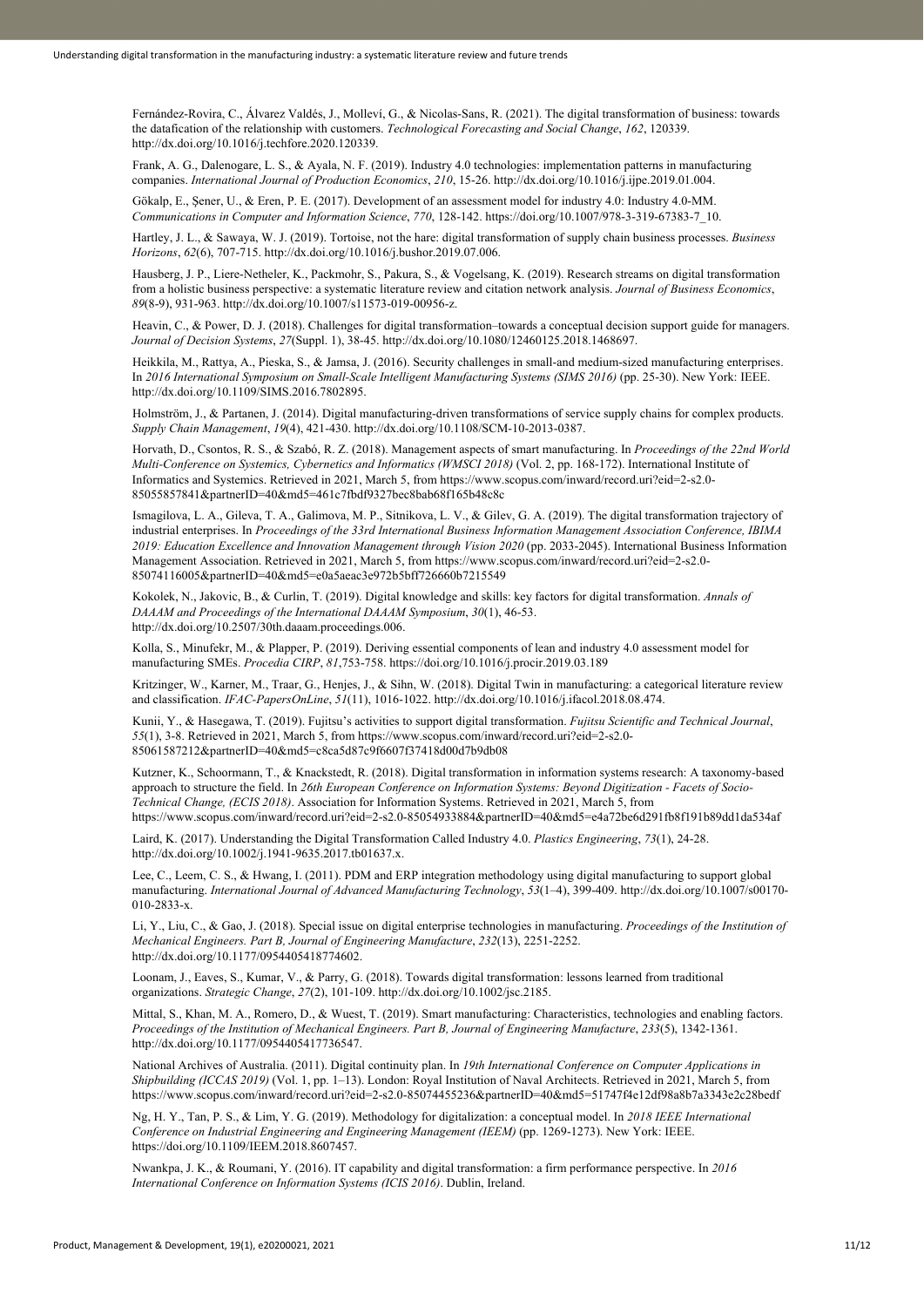Fernández-Rovira, C., Álvarez Valdés, J., Molleví, G., & Nicolas-Sans, R. (2021). The digital transformation of business: towards the datafication of the relationship with customers. *Technological Forecasting and Social Change*, *162*, 120339. http://dx.doi.org/10.1016/j.techfore.2020.120339.

Frank, A. G., Dalenogare, L. S., & Ayala, N. F. (2019). Industry 4.0 technologies: implementation patterns in manufacturing companies. *International Journal of Production Economics*, *210*, 15-26. http://dx.doi.org/10.1016/j.ijpe.2019.01.004.

Gökalp, E., Şener, U., & Eren, P. E. (2017). Development of an assessment model for industry 4.0: Industry 4.0-MM. *Communications in Computer and Information Science*, *770*, 128-142. https://doi.org/10.1007/978-3-319-67383-7_10.

Hartley, J. L., & Sawaya, W. J. (2019). Tortoise, not the hare: digital transformation of supply chain business processes. *Business Horizons*, *62*(6), 707-715. http://dx.doi.org/10.1016/j.bushor.2019.07.006.

Hausberg, J. P., Liere-Netheler, K., Packmohr, S., Pakura, S., & Vogelsang, K. (2019). Research streams on digital transformation from a holistic business perspective: a systematic literature review and citation network analysis. *Journal of Business Economics*, *89*(8-9), 931-963. http://dx.doi.org/10.1007/s11573-019-00956-z.

Heavin, C., & Power, D. J. (2018). Challenges for digital transformation–towards a conceptual decision support guide for managers. *Journal of Decision Systems*, *27*(Suppl. 1), 38-45. http://dx.doi.org/10.1080/12460125.2018.1468697.

Heikkila, M., Rattya, A., Pieska, S., & Jamsa, J. (2016). Security challenges in small-and medium-sized manufacturing enterprises. In *2016 International Symposium on Small-Scale Intelligent Manufacturing Systems (SIMS 2016)* (pp. 25-30). New York: IEEE. http://dx.doi.org/10.1109/SIMS.2016.7802895.

Holmström, J., & Partanen, J. (2014). Digital manufacturing-driven transformations of service supply chains for complex products. *Supply Chain Management*, *19*(4), 421-430. http://dx.doi.org/10.1108/SCM-10-2013-0387.

Horvath, D., Csontos, R. S., & Szabó, R. Z. (2018). Management aspects of smart manufacturing. In *Proceedings of the 22nd World Multi-Conference on Systemics, Cybernetics and Informatics (WMSCI 2018)* (Vol. 2, pp. 168-172). International Institute of Informatics and Systemics. Retrieved in 2021, March 5, from https://www.scopus.com/inward/record.uri?eid=2-s2.0-85055857841&partnerID=40&md5=461c7fbdf9327bec8bab68f165b48c8c

Ismagilova, L. A., Gileva, T. A., Galimova, M. P., Sitnikova, L. V., & Gilev, G. A. (2019). The digital transformation trajectory of industrial enterprises. In *Proceedings of the 33rd International Business Information Management Association Conference, IBIMA 2019: Education Excellence and Innovation Management through Vision 2020* (pp. 2033-2045). International Business Information Management Association. Retrieved in 2021, March 5, from https://www.scopus.com/inward/record.uri?eid=2-s2.0-85074116005&partnerID=40&md5=e0a5aeac3e972b5bff726660b7215549

Kokolek, N., Jakovic, B., & Curlin, T. (2019). Digital knowledge and skills: key factors for digital transformation. *Annals of DAAAM and Proceedings of the International DAAAM Symposium*, *30*(1), 46-53. http://dx.doi.org/10.2507/30th.daaam.proceedings.006.

Kolla, S., Minufekr, M., & Plapper, P. (2019). Deriving essential components of lean and industry 4.0 assessment model for manufacturing SMEs. *Procedia CIRP*, *81*,753-758. https://doi.org/10.1016/j.procir.2019.03.189

Kritzinger, W., Karner, M., Traar, G., Henjes, J., & Sihn, W. (2018). Digital Twin in manufacturing: a categorical literature review and classification. *IFAC-PapersOnLine*, *51*(11), 1016-1022. http://dx.doi.org/10.1016/j.ifacol.2018.08.474.

Kunii, Y., & Hasegawa, T. (2019). Fujitsu's activities to support digital transformation. *Fujitsu Scientific and Technical Journal*, *55*(1), 3-8. Retrieved in 2021, March 5, from https://www.scopus.com/inward/record.uri?eid=2-s2.0-85061587212&partnerID=40&md5=c8ca5d87c9f6607f37418d00d7b9db08

Kutzner, K., Schoormann, T., & Knackstedt, R. (2018). Digital transformation in information systems research: A taxonomy-based approach to structure the field. In *26th European Conference on Information Systems: Beyond Digitization - Facets of Socio-Technical Change, (ECIS 2018)*. Association for Information Systems. Retrieved in 2021, March 5, from https://www.scopus.com/inward/record.uri?eid=2-s2.0-85054933884&partnerID=40&md5=e4a72be6d291fb8f191b89dd1da534af

Laird, K. (2017). Understanding the Digital Transformation Called Industry 4.0. *Plastics Engineering*, *73*(1), 24-28. http://dx.doi.org/10.1002/j.1941-9635.2017.tb01637.x.

Lee, C., Leem, C. S., & Hwang, I. (2011). PDM and ERP integration methodology using digital manufacturing to support global manufacturing. *International Journal of Advanced Manufacturing Technology*, *53*(1–4), 399-409. http://dx.doi.org/10.1007/s00170-010-2833-x.

Li, Y., Liu, C., & Gao, J. (2018). Special issue on digital enterprise technologies in manufacturing. *Proceedings of the Institution of Mechanical Engineers. Part B, Journal of Engineering Manufacture*, *232*(13), 2251-2252. http://dx.doi.org/10.1177/0954405418774602.

Loonam, J., Eaves, S., Kumar, V., & Parry, G. (2018). Towards digital transformation: lessons learned from traditional organizations. *Strategic Change*, *27*(2), 101-109. http://dx.doi.org/10.1002/jsc.2185.

Mittal, S., Khan, M. A., Romero, D., & Wuest, T. (2019). Smart manufacturing: Characteristics, technologies and enabling factors. *Proceedings of the Institution of Mechanical Engineers. Part B, Journal of Engineering Manufacture*, *233*(5), 1342-1361. http://dx.doi.org/10.1177/0954405417736547.

National Archives of Australia. (2011). Digital continuity plan. In *19th International Conference on Computer Applications in Shipbuilding (ICCAS 2019)* (Vol. 1, pp. 1–13). London: Royal Institution of Naval Architects. Retrieved in 2021, March 5, from https://www.scopus.com/inward/record.uri?eid=2-s2.0-85074455236&partnerID=40&md5=51747f4e12df98a8b7a3343e2c28bedf

Ng, H. Y., Tan, P. S., & Lim, Y. G. (2019). Methodology for digitalization: a conceptual model. In *2018 IEEE International Conference on Industrial Engineering and Engineering Management (IEEM)* (pp. 1269-1273). New York: IEEE. https://doi.org/10.1109/IEEM.2018.8607457.

Nwankpa, J. K., & Roumani, Y. (2016). IT capability and digital transformation: a firm performance perspective. In *2016 International Conference on Information Systems (ICIS 2016)*. Dublin, Ireland.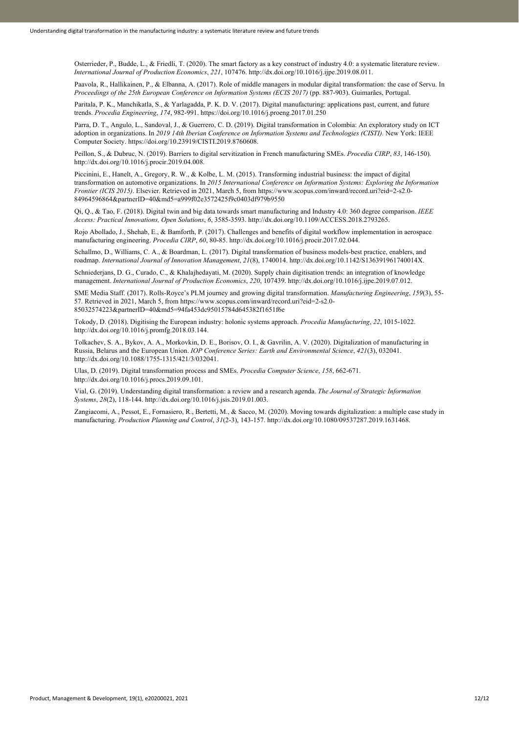Osterrieder, P., Budde, L., & Friedli, T. (2020). The smart factory as a key construct of industry 4.0: a systematic literature review. *International Journal of Production Economics*, *221*, 107476. http://dx.doi.org/10.1016/j.ijpe.2019.08.011.

Paavola, R., Hallikainen, P., & Elbanna, A. (2017). Role of middle managers in modular digital transformation: the case of Servu. In *Proceedings of the 25th European Conference on Information Systems (ECIS 2017)* (pp. 887-903). Guimarães, Portugal.

Paritala, P. K., Manchikatla, S., & Yarlagadda, P. K. D. V. (2017). Digital manufacturing: applications past, current, and future trends. *Procedia Engineering*, *174*, 982-991. https://doi.org/10.1016/j.proeng.2017.01.250

Parra, D. T., Angulo, L., Sandoval, J., & Guerrero, C. D. (2019). Digital transformation in Colombia: An exploratory study on ICT adoption in organizations. In *2019 14th Iberian Conference on Information Systems and Technologies (CISTI)*. New York: IEEE Computer Society. https://doi.org/10.23919/CISTI.2019.8760608.

Peillon, S., & Dubruc, N. (2019). Barriers to digital servitization in French manufacturing SMEs. *Procedia CIRP*, *83*, 146-150). http://dx.doi.org/10.1016/j.procir.2019.04.008.

Piccinini, E., Hanelt, A., Gregory, R. W., & Kolbe, L. M. (2015). Transforming industrial business: the impact of digital transformation on automotive organizations. In *2015 International Conference on Information Systems: Exploring the Information Frontier (ICIS 2015)*. Elsevier. Retrieved in 2021, March 5, from https://www.scopus.com/inward/record.uri?eid=2-s2.0-84964596864&partnerID=40&md5=a999f02e3572425f9c0403df979b9550

Qi, Q., & Tao, F. (2018). Digital twin and big data towards smart manufacturing and Industry 4.0: 360 degree comparison. *IEEE Access: Practical Innovations, Open Solutions*, *6*, 3585-3593. http://dx.doi.org/10.1109/ACCESS.2018.2793265.

Rojo Abollado, J., Shehab, E., & Bamforth, P. (2017). Challenges and benefits of digital workflow implementation in aerospace manufacturing engineering. *Procedia CIRP*, *60*, 80-85. http://dx.doi.org/10.1016/j.procir.2017.02.044.

Schallmo, D., Williams, C. A., & Boardman, L. (2017). Digital transformation of business models-best practice, enablers, and roadmap. *International Journal of Innovation Management*, *21*(8), 1740014. http://dx.doi.org/10.1142/S136391961740014X.

Schniederjans, D. G., Curado, C., & Khalajhedayati, M. (2020). Supply chain digitisation trends: an integration of knowledge management. *International Journal of Production Economics*, *220*, 107439. http://dx.doi.org/10.1016/j.ijpe.2019.07.012.

SME Media Staff. (2017). Rolls-Royce's PLM journey and growing digital transformation. *Manufacturing Engineering*, *159*(3), 55-57. Retrieved in 2021, March 5, from https://www.scopus.com/inward/record.uri?eid=2-s2.0-85032574223&partnerID=40&md5=94fa453dc95015784d645382f1651f6e

Tokody, D. (2018). Digitising the European industry: holonic systems approach. *Procedia Manufacturing*, *22*, 1015-1022. http://dx.doi.org/10.1016/j.promfg.2018.03.144.

Tolkachev, S. A., Bykov, A. A., Morkovkin, D. E., Borisov, O. I., & Gavrilin, A. V. (2020). Digitalization of manufacturing in Russia, Belarus and the European Union. *IOP Conference Series: Earth and Environmental Science*, *421*(3), 032041. http://dx.doi.org/10.1088/1755-1315/421/3/032041.

Ulas, D. (2019). Digital transformation process and SMEs. *Procedia Computer Science*, *158*, 662-671. http://dx.doi.org/10.1016/j.procs.2019.09.101.

Vial, G. (2019). Understanding digital transformation: a review and a research agenda. *The Journal of Strategic Information Systems*, *28*(2), 118-144. http://dx.doi.org/10.1016/j.jsis.2019.01.003.

Zangiacomi, A., Pessot, E., Fornasiero, R., Bertetti, M., & Sacco, M. (2020). Moving towards digitalization: a multiple case study in manufacturing. *Production Planning and Control*, *31*(2-3), 143-157. http://dx.doi.org/10.1080/09537287.2019.1631468.